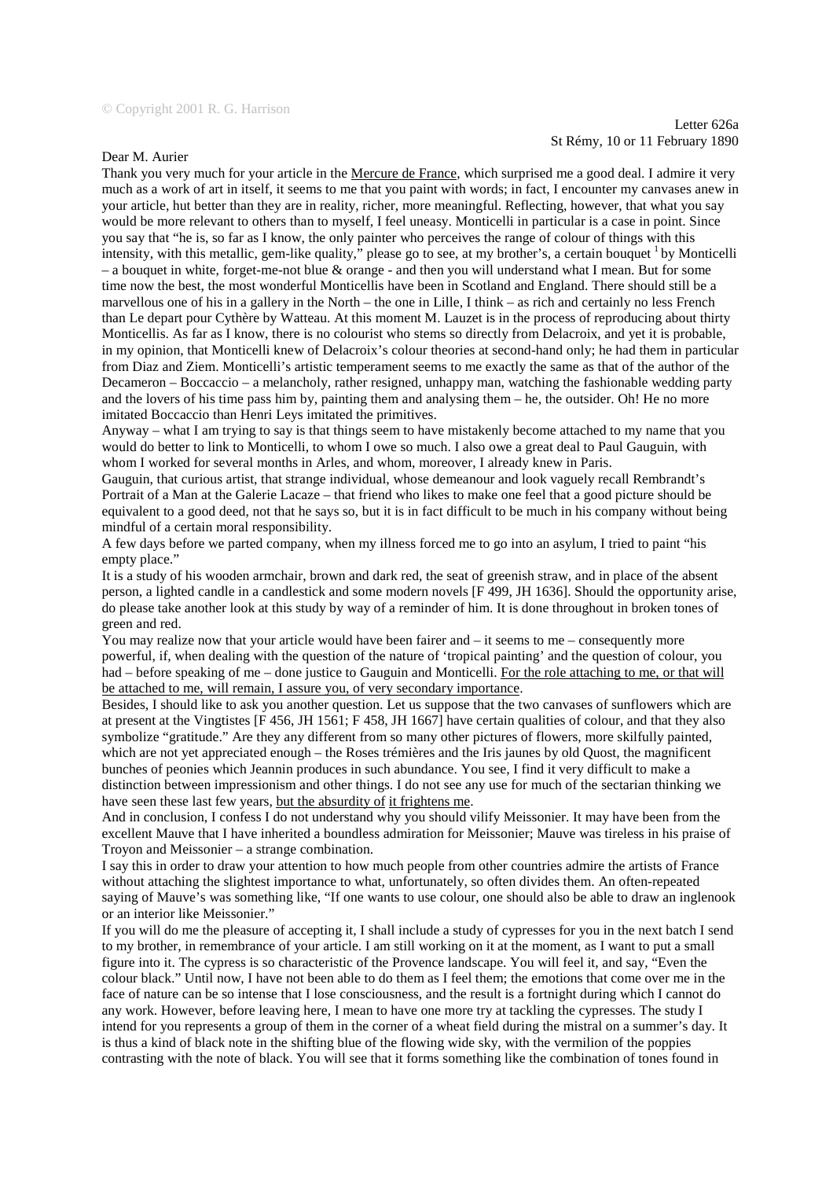© Copyright 2001 R. G. Harrison

Letter 626a
St Rémy, 10 or 11 February 1890

Dear M. Aurier

Thank you very much for your article in the Mercure de France, which surprised me a good deal. I admire it very much as a work of art in itself, it seems to me that you paint with words; in fact, I encounter my canvases anew in your article, hut better than they are in reality, richer, more meaningful. Reflecting, however, that what you say would be more relevant to others than to myself, I feel uneasy. Monticelli in particular is a case in point. Since you say that "he is, so far as I know, the only painter who perceives the range of colour of things with this intensity, with this metallic, gem-like quality," please go to see, at my brother's, a certain bouquet [1] by Monticelli – a bouquet in white, forget-me-not blue & orange - and then you will understand what I mean. But for some time now the best, the most wonderful Monticellis have been in Scotland and England. There should still be a marvellous one of his in a gallery in the North – the one in Lille, I think – as rich and certainly no less French than Le depart pour Cythère by Watteau. At this moment M. Lauzet is in the process of reproducing about thirty Monticellis. As far as I know, there is no colourist who stems so directly from Delacroix, and yet it is probable, in my opinion, that Monticelli knew of Delacroix's colour theories at second-hand only; he had them in particular from Diaz and Ziem. Monticelli's artistic temperament seems to me exactly the same as that of the author of the Decameron – Boccaccio – a melancholy, rather resigned, unhappy man, watching the fashionable wedding party and the lovers of his time pass him by, painting them and analysing them – he, the outsider. Oh! He no more imitated Boccaccio than Henri Leys imitated the primitives.

Anyway – what I am trying to say is that things seem to have mistakenly become attached to my name that you would do better to link to Monticelli, to whom I owe so much. I also owe a great deal to Paul Gauguin, with whom I worked for several months in Arles, and whom, moreover, I already knew in Paris.

Gauguin, that curious artist, that strange individual, whose demeanour and look vaguely recall Rembrandt's Portrait of a Man at the Galerie Lacaze – that friend who likes to make one feel that a good picture should be equivalent to a good deed, not that he says so, but it is in fact difficult to be much in his company without being mindful of a certain moral responsibility.

A few days before we parted company, when my illness forced me to go into an asylum, I tried to paint "his empty place."

It is a study of his wooden armchair, brown and dark red, the seat of greenish straw, and in place of the absent person, a lighted candle in a candlestick and some modern novels [F 499, JH 1636]. Should the opportunity arise, do please take another look at this study by way of a reminder of him. It is done throughout in broken tones of green and red.

You may realize now that your article would have been fairer and – it seems to me – consequently more powerful, if, when dealing with the question of the nature of 'tropical painting' and the question of colour, you had – before speaking of me – done justice to Gauguin and Monticelli. For the role attaching to me, or that will be attached to me, will remain, I assure you, of very secondary importance.

Besides, I should like to ask you another question. Let us suppose that the two canvases of sunflowers which are at present at the Vingtistes [F 456, JH 1561; F 458, JH 1667] have certain qualities of colour, and that they also symbolize "gratitude." Are they any different from so many other pictures of flowers, more skilfully painted, which are not yet appreciated enough – the Roses trémières and the Iris jaunes by old Quost, the magnificent bunches of peonies which Jeannin produces in such abundance. You see, I find it very difficult to make a distinction between impressionism and other things. I do not see any use for much of the sectarian thinking we have seen these last few years, but the absurdity of it frightens me.

And in conclusion, I confess I do not understand why you should vilify Meissonier. It may have been from the excellent Mauve that I have inherited a boundless admiration for Meissonier; Mauve was tireless in his praise of Troyon and Meissonier – a strange combination.

I say this in order to draw your attention to how much people from other countries admire the artists of France without attaching the slightest importance to what, unfortunately, so often divides them. An often-repeated saying of Mauve's was something like, "If one wants to use colour, one should also be able to draw an inglenook or an interior like Meissonier."

If you will do me the pleasure of accepting it, I shall include a study of cypresses for you in the next batch I send to my brother, in remembrance of your article. I am still working on it at the moment, as I want to put a small figure into it. The cypress is so characteristic of the Provence landscape. You will feel it, and say, "Even the colour black." Until now, I have not been able to do them as I feel them; the emotions that come over me in the face of nature can be so intense that I lose consciousness, and the result is a fortnight during which I cannot do any work. However, before leaving here, I mean to have one more try at tackling the cypresses. The study I intend for you represents a group of them in the corner of a wheat field during the mistral on a summer's day. It is thus a kind of black note in the shifting blue of the flowing wide sky, with the vermilion of the poppies contrasting with the note of black. You will see that it forms something like the combination of tones found in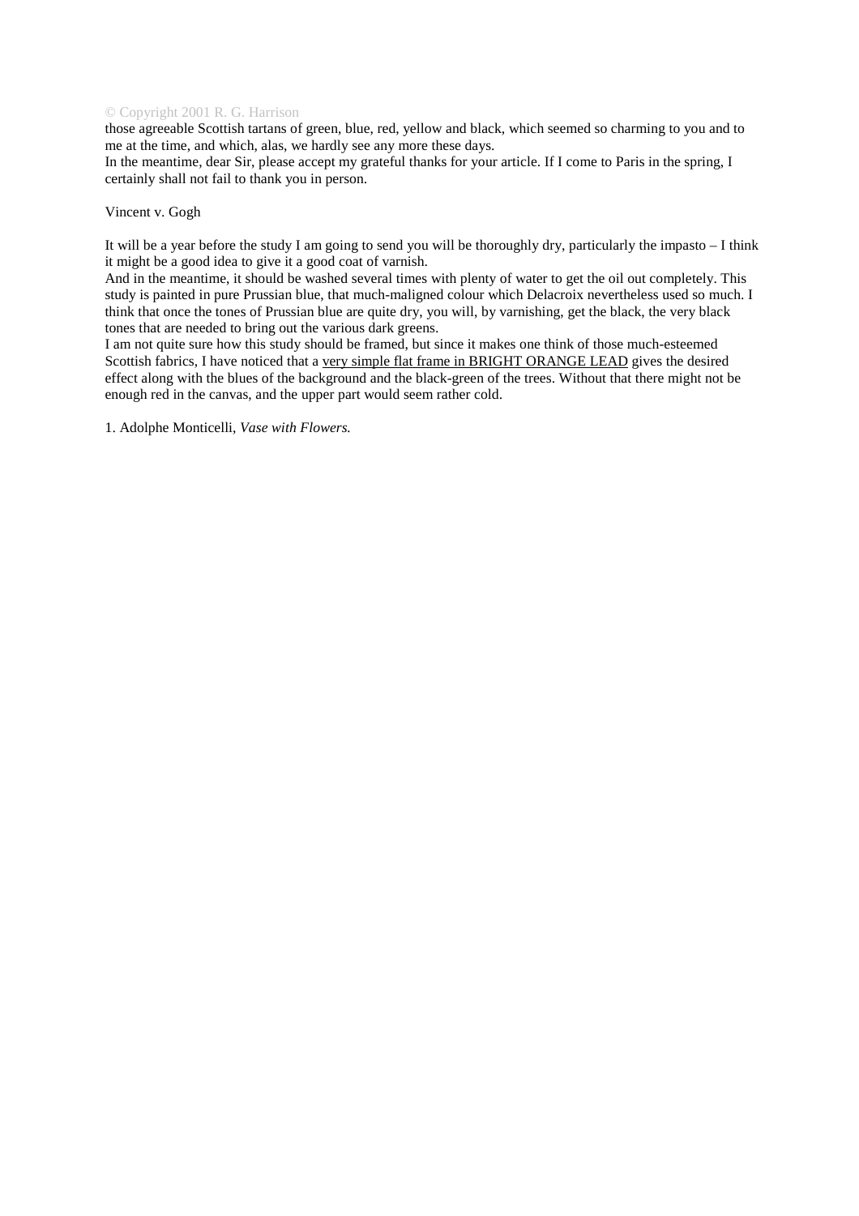© Copyright 2001 R. G. Harrison

those agreeable Scottish tartans of green, blue, red, yellow and black, which seemed so charming to you and to me at the time, and which, alas, we hardly see any more these days.

In the meantime, dear Sir, please accept my grateful thanks for your article. If I come to Paris in the spring, I certainly shall not fail to thank you in person.

Vincent v. Gogh

It will be a year before the study I am going to send you will be thoroughly dry, particularly the impasto – I think it might be a good idea to give it a good coat of varnish.

And in the meantime, it should be washed several times with plenty of water to get the oil out completely. This study is painted in pure Prussian blue, that much-maligned colour which Delacroix nevertheless used so much. I think that once the tones of Prussian blue are quite dry, you will, by varnishing, get the black, the very black tones that are needed to bring out the various dark greens.

I am not quite sure how this study should be framed, but since it makes one think of those much-esteemed Scottish fabrics, I have noticed that a very simple flat frame in BRIGHT ORANGE LEAD gives the desired effect along with the blues of the background and the black-green of the trees. Without that there might not be enough red in the canvas, and the upper part would seem rather cold.

1. Adolphe Monticelli, *Vase with Flowers.*